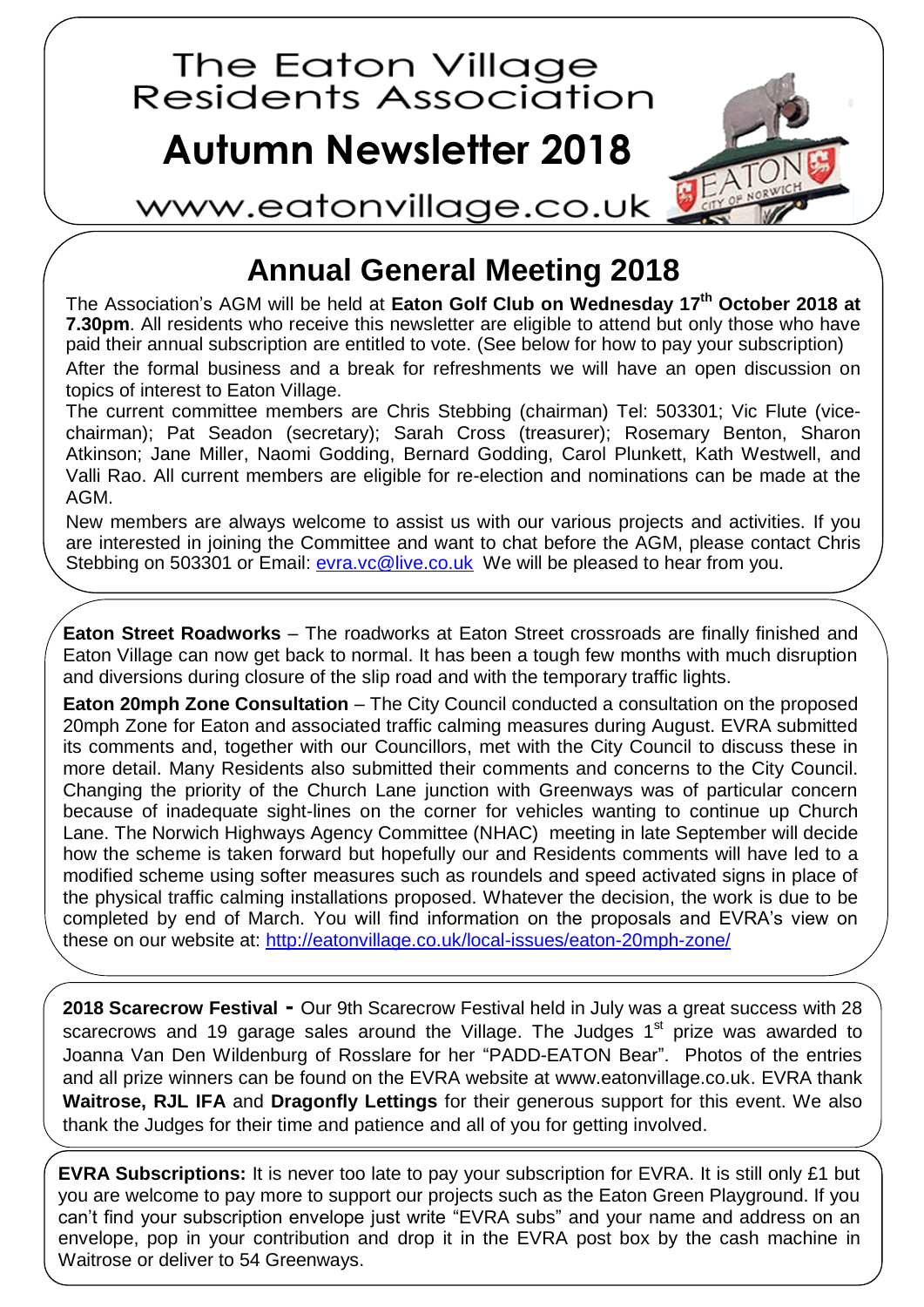# The Eaton Village Residents Association

# Autumn Newsletter 2018

www.eatonvillage.co.uk

## Annual General Meeting 2018

The Association's AGM will be held at **Eaton Golf Club on Wednesday 17th October 2018 at 7.30pm**. All residents who receive this newsletter are eligible to attend but only those who have paid their annual subscription are entitled to vote. (See below for how to pay your subscription)

After the formal business and a break for refreshments we will have an open discussion on topics of interest to Eaton Village.

The current committee members are Chris Stebbing (chairman) Tel: 503301; Vic Flute (vice-chairman); Pat Seadon (secretary); Sarah Cross (treasurer); Rosemary Benton, Sharon Atkinson; Jane Miller, Naomi Godding, Bernard Godding, Carol Plunkett, Kath Westwell, and Valli Rao. All current members are eligible for re-election and nominations can be made at the AGM.

New members are always welcome to assist us with our various projects and activities. If you are interested in joining the Committee and want to chat before the AGM, please contact Chris Stebbing on 503301 or Email: evra.vc@live.co.uk We will be pleased to hear from you.

**Eaton Street Roadworks** – The roadworks at Eaton Street crossroads are finally finished and Eaton Village can now get back to normal. It has been a tough few months with much disruption and diversions during closure of the slip road and with the temporary traffic lights.

**Eaton 20mph Zone Consultation** – The City Council conducted a consultation on the proposed 20mph Zone for Eaton and associated traffic calming measures during August. EVRA submitted its comments and, together with our Councillors, met with the City Council to discuss these in more detail. Many Residents also submitted their comments and concerns to the City Council. Changing the priority of the Church Lane junction with Greenways was of particular concern because of inadequate sight-lines on the corner for vehicles wanting to continue up Church Lane. The Norwich Highways Agency Committee (NHAC) meeting in late September will decide how the scheme is taken forward but hopefully our and Residents comments will have led to a modified scheme using softer measures such as roundels and speed activated signs in place of the physical traffic calming installations proposed. Whatever the decision, the work is due to be completed by end of March. You will find information on the proposals and EVRA's view on these on our website at: http://eatonvillage.co.uk/local-issues/eaton-20mph-zone/

**2018 Scarecrow Festival -** Our 9th Scarecrow Festival held in July was a great success with 28 scarecrows and 19 garage sales around the Village. The Judges 1st prize was awarded to Joanna Van Den Wildenburg of Rosslare for her "PADD-EATON Bear". Photos of the entries and all prize winners can be found on the EVRA website at www.eatonvillage.co.uk. EVRA thank **Waitrose, RJL IFA** and **Dragonfly Lettings** for their generous support for this event. We also thank the Judges for their time and patience and all of you for getting involved.

**EVRA Subscriptions:** It is never too late to pay your subscription for EVRA. It is still only £1 but you are welcome to pay more to support our projects such as the Eaton Green Playground. If you can't find your subscription envelope just write "EVRA subs" and your name and address on an envelope, pop in your contribution and drop it in the EVRA post box by the cash machine in Waitrose or deliver to 54 Greenways.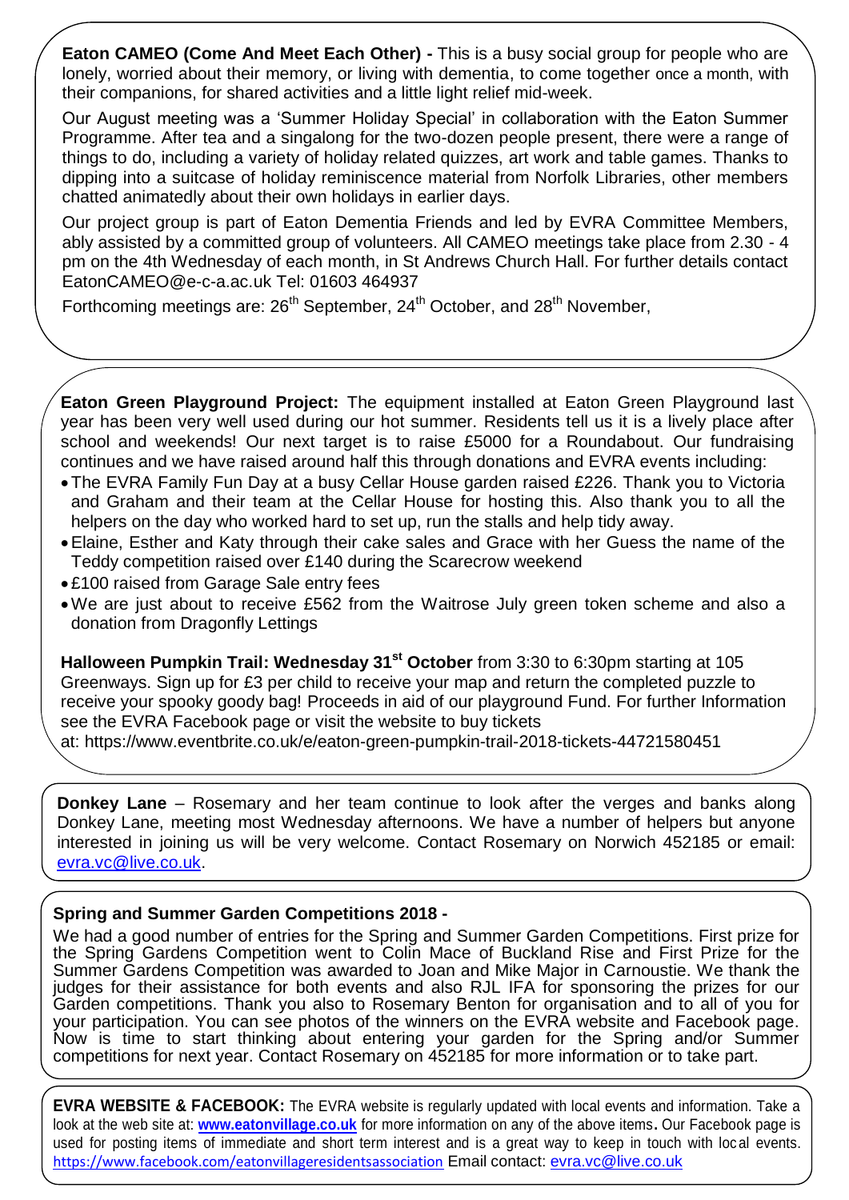**Eaton CAMEO (Come And Meet Each Other) -** This is a busy social group for people who are lonely, worried about their memory, or living with dementia, to come together once a month, with their companions, for shared activities and a little light relief mid-week.

Our August meeting was a 'Summer Holiday Special' in collaboration with the Eaton Summer Programme. After tea and a singalong for the two-dozen people present, there were a range of things to do, including a variety of holiday related quizzes, art work and table games. Thanks to dipping into a suitcase of holiday reminiscence material from Norfolk Libraries, other members chatted animatedly about their own holidays in earlier days.

Our project group is part of Eaton Dementia Friends and led by EVRA Committee Members, ably assisted by a committed group of volunteers. All CAMEO meetings take place from 2.30 - 4 pm on the 4th Wednesday of each month, in St Andrews Church Hall. For further details contact EatonCAMEO@e-c-a.ac.uk Tel: 01603 464937

Forthcoming meetings are: 26th September, 24th October, and 28th November,

**Eaton Green Playground Project:** The equipment installed at Eaton Green Playground last year has been very well used during our hot summer. Residents tell us it is a lively place after school and weekends! Our next target is to raise £5000 for a Roundabout. Our fundraising continues and we have raised around half this through donations and EVRA events including:

- The EVRA Family Fun Day at a busy Cellar House garden raised £226. Thank you to Victoria and Graham and their team at the Cellar House for hosting this. Also thank you to all the helpers on the day who worked hard to set up, run the stalls and help tidy away.
- Elaine, Esther and Katy through their cake sales and Grace with her Guess the name of the Teddy competition raised over £140 during the Scarecrow weekend
- £100 raised from Garage Sale entry fees
- We are just about to receive £562 from the Waitrose July green token scheme and also a donation from Dragonfly Lettings

**Halloween Pumpkin Trail: Wednesday 31st October** from 3:30 to 6:30pm starting at 105 Greenways. Sign up for £3 per child to receive your map and return the completed puzzle to receive your spooky goody bag! Proceeds in aid of our playground Fund. For further Information see the EVRA Facebook page or visit the website to buy tickets at: https://www.eventbrite.co.uk/e/eaton-green-pumpkin-trail-2018-tickets-44721580451

**Donkey Lane** – Rosemary and her team continue to look after the verges and banks along Donkey Lane, meeting most Wednesday afternoons. We have a number of helpers but anyone interested in joining us will be very welcome. Contact Rosemary on Norwich 452185 or email: evra.vc@live.co.uk.

**Spring and Summer Garden Competitions 2018 -**

We had a good number of entries for the Spring and Summer Garden Competitions. First prize for the Spring Gardens Competition went to Colin Mace of Buckland Rise and First Prize for the Summer Gardens Competition was awarded to Joan and Mike Major in Carnoustie. We thank the judges for their assistance for both events and also RJL IFA for sponsoring the prizes for our Garden competitions. Thank you also to Rosemary Benton for organisation and to all of you for your participation. You can see photos of the winners on the EVRA website and Facebook page. Now is time to start thinking about entering your garden for the Spring and/or Summer competitions for next year. Contact Rosemary on 452185 for more information or to take part.

**EVRA WEBSITE & FACEBOOK:** The EVRA website is regularly updated with local events and information. Take a look at the web site at: **www.eatonvillage.co.uk** for more information on any of the above items**.** Our Facebook page is used for posting items of immediate and short term interest and is a great way to keep in touch with local events. https://www.facebook.com/eatonvillageresidentsassociation Email contact: evra.vc@live.co.uk